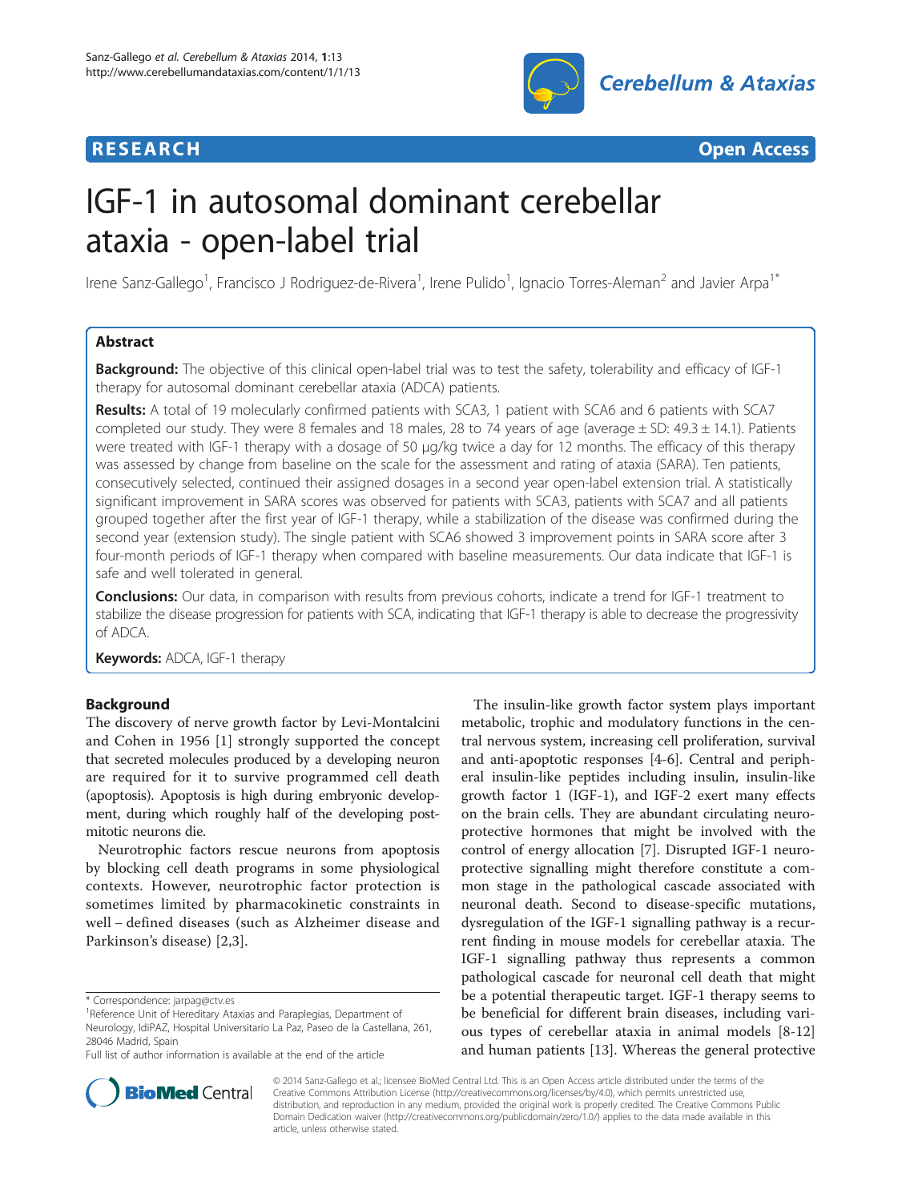**RESEARCH** **Open Access**

# IGF-1 in autosomal dominant cerebellar ataxia - open-label trial

Irene Sanz-Gallego[1], Francisco J Rodriguez-de-Rivera[1], Irene Pulido[1], Ignacio Torres-Aleman[2] and Javier Arpa[1*]

## Abstract

**Background:** The objective of this clinical open-label trial was to test the safety, tolerability and efficacy of IGF-1 therapy for autosomal dominant cerebellar ataxia (ADCA) patients.

**Results:** A total of 19 molecularly confirmed patients with SCA3, 1 patient with SCA6 and 6 patients with SCA7 completed our study. They were 8 females and 18 males, 28 to 74 years of age (average ± SD: 49.3 ± 14.1). Patients were treated with IGF-1 therapy with a dosage of 50 μg/kg twice a day for 12 months. The efficacy of this therapy was assessed by change from baseline on the scale for the assessment and rating of ataxia (SARA). Ten patients, consecutively selected, continued their assigned dosages in a second year open-label extension trial. A statistically significant improvement in SARA scores was observed for patients with SCA3, patients with SCA7 and all patients grouped together after the first year of IGF-1 therapy, while a stabilization of the disease was confirmed during the second year (extension study). The single patient with SCA6 showed 3 improvement points in SARA score after 3 four-month periods of IGF-1 therapy when compared with baseline measurements. Our data indicate that IGF-1 is safe and well tolerated in general.

**Conclusions:** Our data, in comparison with results from previous cohorts, indicate a trend for IGF-1 treatment to stabilize the disease progression for patients with SCA, indicating that IGF-1 therapy is able to decrease the progressivity of ADCA.

**Keywords:** ADCA, IGF-1 therapy

## Background

The discovery of nerve growth factor by Levi-Montalcini and Cohen in 1956 [1] strongly supported the concept that secreted molecules produced by a developing neuron are required for it to survive programmed cell death (apoptosis). Apoptosis is high during embryonic development, during which roughly half of the developing post-mitotic neurons die.

Neurotrophic factors rescue neurons from apoptosis by blocking cell death programs in some physiological contexts. However, neurotrophic factor protection is sometimes limited by pharmacokinetic constraints in well – defined diseases (such as Alzheimer disease and Parkinson's disease) [2,3].

The insulin-like growth factor system plays important metabolic, trophic and modulatory functions in the central nervous system, increasing cell proliferation, survival and anti-apoptotic responses [4-6]. Central and peripheral insulin-like peptides including insulin, insulin-like growth factor 1 (IGF-1), and IGF-2 exert many effects on the brain cells. They are abundant circulating neuroprotective hormones that might be involved with the control of energy allocation [7]. Disrupted IGF-1 neuroprotective signalling might therefore constitute a common stage in the pathological cascade associated with neuronal death. Second to disease-specific mutations, dysregulation of the IGF-1 signalling pathway is a recurrent finding in mouse models for cerebellar ataxia. The IGF-1 signalling pathway thus represents a common pathological cascade for neuronal cell death that might be a potential therapeutic target. IGF-1 therapy seems to be beneficial for different brain diseases, including various types of cerebellar ataxia in animal models [8-12] and human patients [13]. Whereas the general protective

\* Correspondence: jarpag@ctv.es
[1]Reference Unit of Hereditary Ataxias and Paraplegias, Department of Neurology, IdiPAZ, Hospital Universitario La Paz, Paseo de la Castellana, 261, 28046 Madrid, Spain
Full list of author information is available at the end of the article

© 2014 Sanz-Gallego et al.; licensee BioMed Central Ltd. This is an Open Access article distributed under the terms of the Creative Commons Attribution License (http://creativecommons.org/licenses/by/4.0), which permits unrestricted use, distribution, and reproduction in any medium, provided the original work is properly credited. The Creative Commons Public Domain Dedication waiver (http://creativecommons.org/publicdomain/zero/1.0/) applies to the data made available in this article, unless otherwise stated.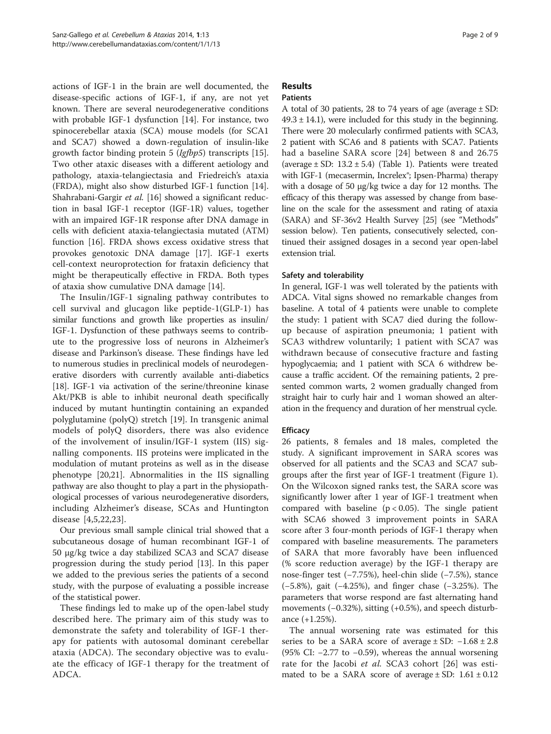actions of IGF-1 in the brain are well documented, the disease-specific actions of IGF-1, if any, are not yet known. There are several neurodegenerative conditions with probable IGF-1 dysfunction [14]. For instance, two spinocerebellar ataxia (SCA) mouse models (for SCA1 and SCA7) showed a down-regulation of insulin-like growth factor binding protein 5 (*Igfbp5*) transcripts [15]. Two other ataxic diseases with a different aetiology and pathology, ataxia-telangiectasia and Friedreich's ataxia (FRDA), might also show disturbed IGF-1 function [14]. Shahrabani-Gargir *et al.* [16] showed a significant reduction in basal IGF-1 receptor (IGF-1R) values, together with an impaired IGF-1R response after DNA damage in cells with deficient ataxia-telangiectasia mutated (ATM) function [16]. FRDA shows excess oxidative stress that provokes genotoxic DNA damage [17]. IGF-1 exerts cell-context neuroprotection for frataxin deficiency that might be therapeutically effective in FRDA. Both types of ataxia show cumulative DNA damage [14].

The Insulin/IGF-1 signaling pathway contributes to cell survival and glucagon like peptide-1(GLP-1) has similar functions and growth like properties as insulin/IGF-1. Dysfunction of these pathways seems to contribute to the progressive loss of neurons in Alzheimer's disease and Parkinson's disease. These findings have led to numerous studies in preclinical models of neurodegenerative disorders with currently available anti-diabetics [18]. IGF-1 via activation of the serine/threonine kinase Akt/PKB is able to inhibit neuronal death specifically induced by mutant huntingtin containing an expanded polyglutamine (polyQ) stretch [19]. In transgenic animal models of polyQ disorders, there was also evidence of the involvement of insulin/IGF-1 system (IIS) signalling components. IIS proteins were implicated in the modulation of mutant proteins as well as in the disease phenotype [20,21]. Abnormalities in the IIS signalling pathway are also thought to play a part in the physiopathological processes of various neurodegenerative disorders, including Alzheimer's disease, SCAs and Huntington disease [4,5,22,23].

Our previous small sample clinical trial showed that a subcutaneous dosage of human recombinant IGF-1 of 50 μg/kg twice a day stabilized SCA3 and SCA7 disease progression during the study period [13]. In this paper we added to the previous series the patients of a second study, with the purpose of evaluating a possible increase of the statistical power.

These findings led to make up of the open-label study described here. The primary aim of this study was to demonstrate the safety and tolerability of IGF-1 therapy for patients with autosomal dominant cerebellar ataxia (ADCA). The secondary objective was to evaluate the efficacy of IGF-1 therapy for the treatment of ADCA.

## Results

### Patients

A total of 30 patients, 28 to 74 years of age (average ± SD: 49.3 ± 14.1), were included for this study in the beginning. There were 20 molecularly confirmed patients with SCA3, 2 patient with SCA6 and 8 patients with SCA7. Patients had a baseline SARA score [24] between 8 and 26.75 (average ± SD: 13.2 ± 5.4) (Table 1). Patients were treated with IGF-1 (mecasermin, Increlex®; Ipsen-Pharma) therapy with a dosage of 50 μg/kg twice a day for 12 months. The efficacy of this therapy was assessed by change from baseline on the scale for the assessment and rating of ataxia (SARA) and SF-36v2 Health Survey [25] (see "Methods" session below). Ten patients, consecutively selected, continued their assigned dosages in a second year open-label extension trial.

### Safety and tolerability

In general, IGF-1 was well tolerated by the patients with ADCA. Vital signs showed no remarkable changes from baseline. A total of 4 patients were unable to complete the study: 1 patient with SCA7 died during the follow-up because of aspiration pneumonia; 1 patient with SCA3 withdrew voluntarily; 1 patient with SCA7 was withdrawn because of consecutive fracture and fasting hypoglycaemia; and 1 patient with SCA 6 withdrew because a traffic accident. Of the remaining patients, 2 presented common warts, 2 women gradually changed from straight hair to curly hair and 1 woman showed an alteration in the frequency and duration of her menstrual cycle.

### Efficacy

26 patients, 8 females and 18 males, completed the study. A significant improvement in SARA scores was observed for all patients and the SCA3 and SCA7 subgroups after the first year of IGF-1 treatment (Figure 1). On the Wilcoxon signed ranks test, the SARA score was significantly lower after 1 year of IGF-1 treatment when compared with baseline ($p < 0.05$). The single patient with SCA6 showed 3 improvement points in SARA score after 3 four-month periods of IGF-1 therapy when compared with baseline measurements. The parameters of SARA that more favorably have been influenced (% score reduction average) by the IGF-1 therapy are nose-finger test (−7.75%), heel-chin slide (−7.5%), stance (−5.8%), gait (−4.25%), and finger chase (−3.25%). The parameters that worse respond are fast alternating hand movements (−0.32%), sitting (+0.5%), and speech disturbance (+1.25%).

The annual worsening rate was estimated for this series to be a SARA score of average ± SD: −1.68 ± 2.8 (95% CI: −2.77 to −0.59), whereas the annual worsening rate for the Jacobi *et al.* SCA3 cohort [26] was estimated to be a SARA score of average ± SD: 1.61 ± 0.12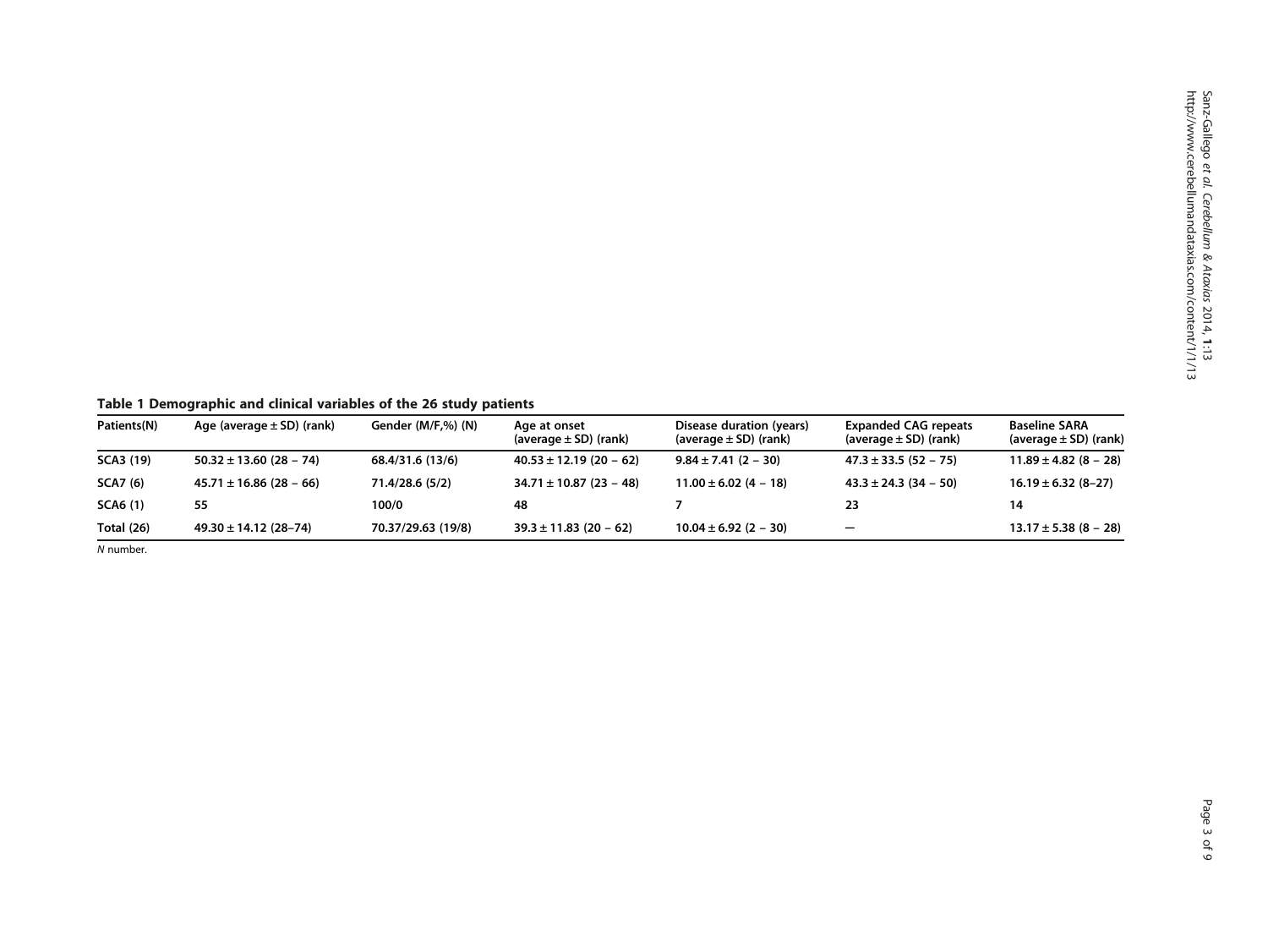**Table 1 Demographic and clinical variables of the 26 study patients**

| Patients(N) | Age (average ± SD) (rank) | Gender (M/F,%) (N) | Age at onset (average ± SD) (rank) | Disease duration (years) (average ± SD) (rank) | Expanded CAG repeats (average ± SD) (rank) | Baseline SARA (average ± SD) (rank) |
|---|---|---|---|---|---|---|
| SCA3 (19) | 50.32 ± 13.60 (28 – 74) | 68.4/31.6 (13/6) | 40.53 ± 12.19 (20 – 62) | 9.84 ± 7.41 (2 – 30) | 47.3 ± 33.5 (52 – 75) | 11.89 ± 4.82 (8 – 28) |
| SCA7 (6) | 45.71 ± 16.86 (28 – 66) | 71.4/28.6 (5/2) | 34.71 ± 10.87 (23 – 48) | 11.00 ± 6.02 (4 – 18) | 43.3 ± 24.3 (34 – 50) | 16.19 ± 6.32 (8–27) |
| SCA6 (1) | 55 | 100/0 | 48 | 7 | 23 | 14 |
| Total (26) | 49.30 ± 14.12 (28–74) | 70.37/29.63 (19/8) | 39.3 ± 11.83 (20 – 62) | 10.04 ± 6.92 (2 – 30) | — | 13.17 ± 5.38 (8 – 28) |

*N* number.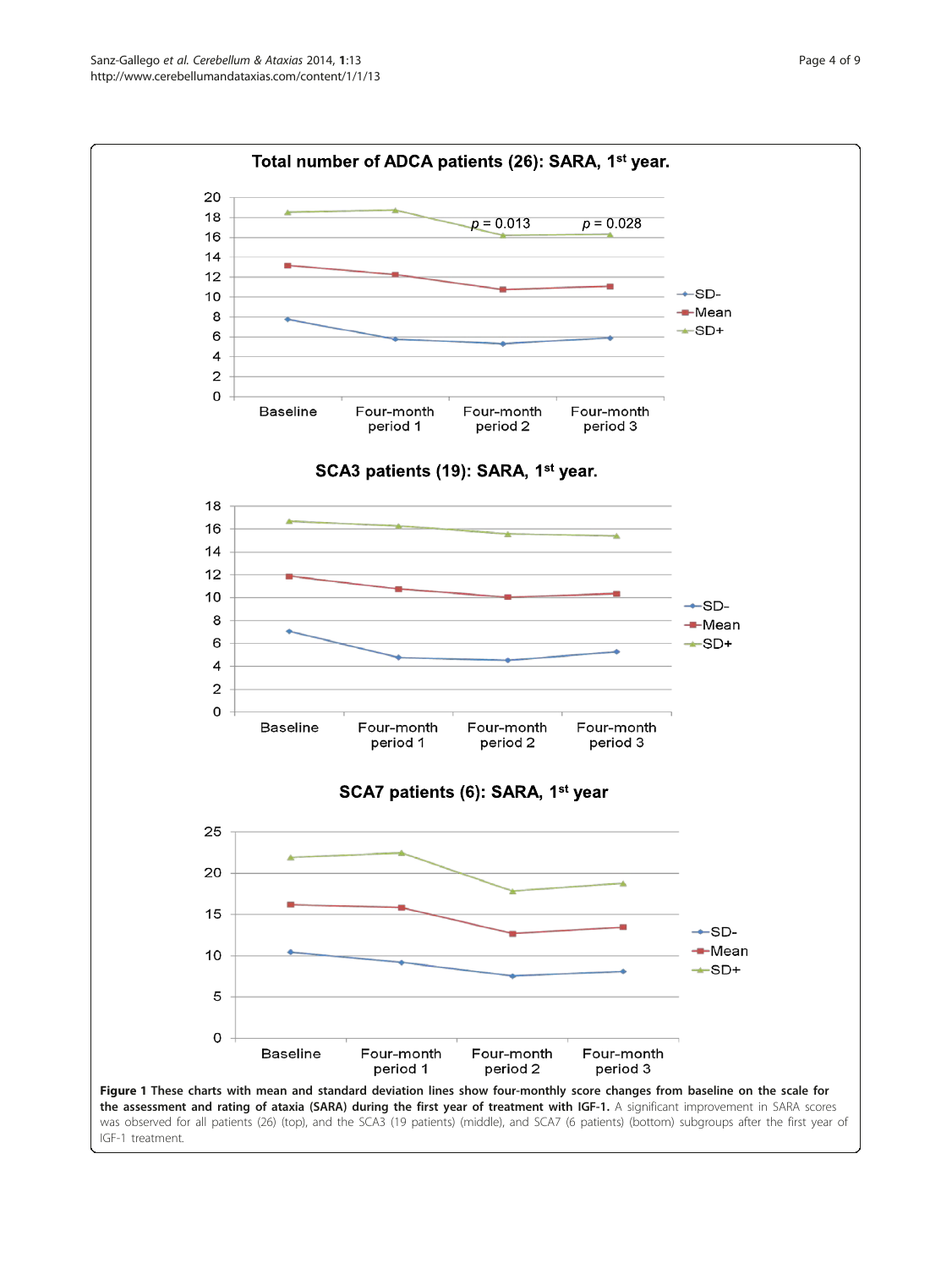**Figure 1 These charts with mean and standard deviation lines show four-monthly score changes from baseline on the scale for the assessment and rating of ataxia (SARA) during the first year of treatment with IGF-1.** A significant improvement in SARA scores was observed for all patients (26) (top), and the SCA3 (19 patients) (middle), and SCA7 (6 patients) (bottom) subgroups after the first year of IGF-1 treatment.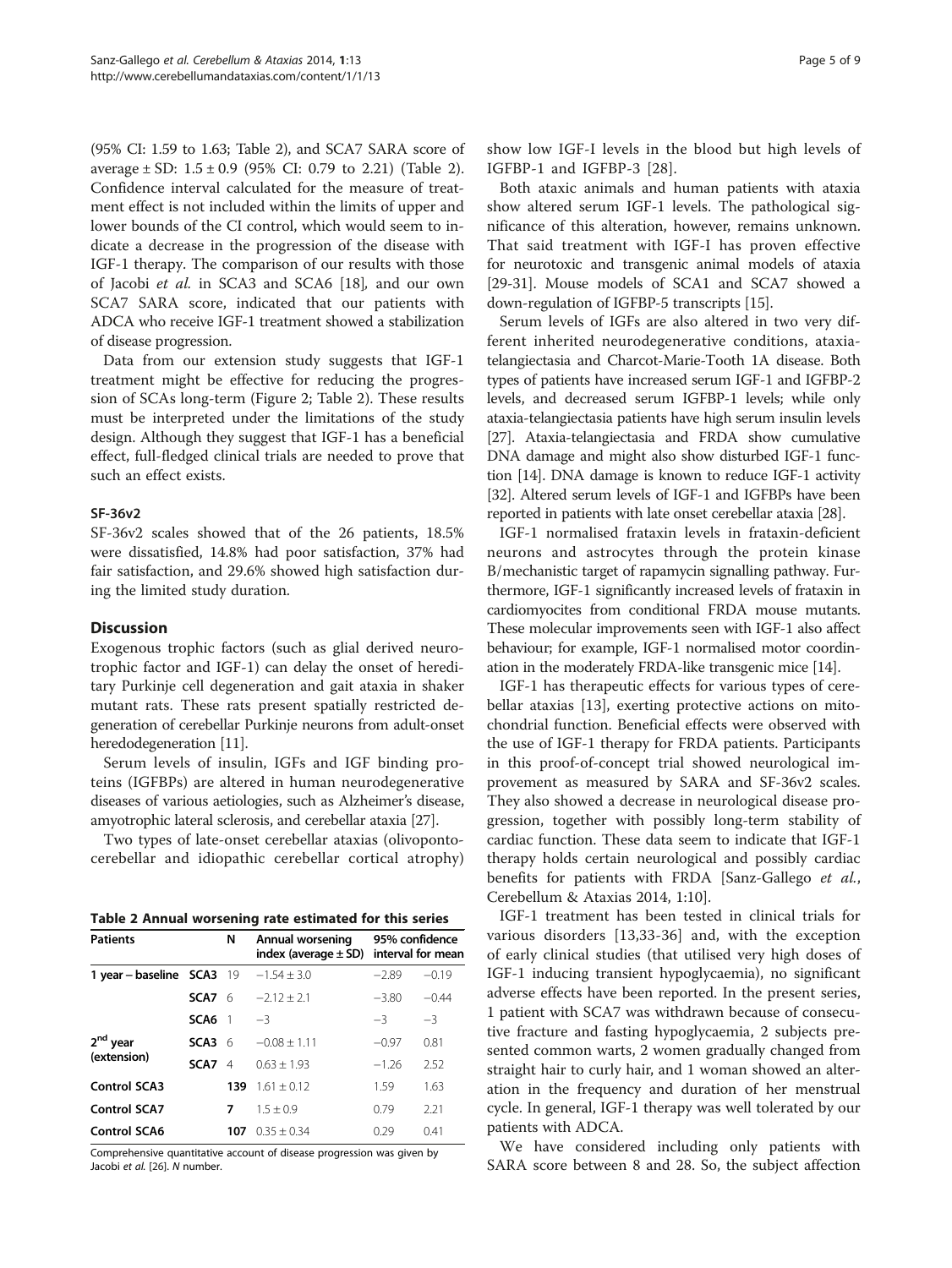(95% CI: 1.59 to 1.63; Table 2), and SCA7 SARA score of average ± SD: 1.5 ± 0.9 (95% CI: 0.79 to 2.21) (Table 2). Confidence interval calculated for the measure of treatment effect is not included within the limits of upper and lower bounds of the CI control, which would seem to indicate a decrease in the progression of the disease with IGF-1 therapy. The comparison of our results with those of Jacobi *et al.* in SCA3 and SCA6 [18], and our own SCA7 SARA score, indicated that our patients with ADCA who receive IGF-1 treatment showed a stabilization of disease progression.

Data from our extension study suggests that IGF-1 treatment might be effective for reducing the progression of SCAs long-term (Figure 2; Table 2). These results must be interpreted under the limitations of the study design. Although they suggest that IGF-1 has a beneficial effect, full-fledged clinical trials are needed to prove that such an effect exists.

### SF-36v2

SF-36v2 scales showed that of the 26 patients, 18.5% were dissatisfied, 14.8% had poor satisfaction, 37% had fair satisfaction, and 29.6% showed high satisfaction during the limited study duration.

## Discussion

Exogenous trophic factors (such as glial derived neurotrophic factor and IGF-1) can delay the onset of hereditary Purkinje cell degeneration and gait ataxia in shaker mutant rats. These rats present spatially restricted degeneration of cerebellar Purkinje neurons from adult-onset heredodegeneration [11].

Serum levels of insulin, IGFs and IGF binding proteins (IGFBPs) are altered in human neurodegenerative diseases of various aetiologies, such as Alzheimer's disease, amyotrophic lateral sclerosis, and cerebellar ataxia [27].

Two types of late-onset cerebellar ataxias (olivopontocerebellar and idiopathic cerebellar cortical atrophy) show low IGF-I levels in the blood but high levels of IGFBP-1 and IGFBP-3 [28].

Both ataxic animals and human patients with ataxia show altered serum IGF-1 levels. The pathological significance of this alteration, however, remains unknown. That said treatment with IGF-I has proven effective for neurotoxic and transgenic animal models of ataxia [29-31]. Mouse models of SCA1 and SCA7 showed a down-regulation of IGFBP-5 transcripts [15].

Serum levels of IGFs are also altered in two very different inherited neurodegenerative conditions, ataxia-telangiectasia and Charcot-Marie-Tooth 1A disease. Both types of patients have increased serum IGF-1 and IGFBP-2 levels, and decreased serum IGFBP-1 levels; while only ataxia-telangiectasia patients have high serum insulin levels [27]. Ataxia-telangiectasia and FRDA show cumulative DNA damage and might also show disturbed IGF-1 function [14]. DNA damage is known to reduce IGF-1 activity [32]. Altered serum levels of IGF-1 and IGFBPs have been reported in patients with late onset cerebellar ataxia [28].

IGF-1 normalised frataxin levels in frataxin-deficient neurons and astrocytes through the protein kinase B/mechanistic target of rapamycin signalling pathway. Furthermore, IGF-1 significantly increased levels of frataxin in cardiomyocites from conditional FRDA mouse mutants. These molecular improvements seen with IGF-1 also affect behaviour; for example, IGF-1 normalised motor coordination in the moderately FRDA-like transgenic mice [14].

IGF-1 has therapeutic effects for various types of cerebellar ataxias [13], exerting protective actions on mitochondrial function. Beneficial effects were observed with the use of IGF-1 therapy for FRDA patients. Participants in this proof-of-concept trial showed neurological improvement as measured by SARA and SF-36v2 scales. They also showed a decrease in neurological disease progression, together with possibly long-term stability of cardiac function. These data seem to indicate that IGF-1 therapy holds certain neurological and possibly cardiac benefits for patients with FRDA [Sanz-Gallego *et al.*, Cerebellum & Ataxias 2014, 1:10].

IGF-1 treatment has been tested in clinical trials for various disorders [13,33-36] and, with the exception of early clinical studies (that utilised very high doses of IGF-1 inducing transient hypoglycaemia), no significant adverse effects have been reported. In the present series, 1 patient with SCA7 was withdrawn because of consecutive fracture and fasting hypoglycaemia, 2 subjects presented common warts, 2 women gradually changed from straight hair to curly hair, and 1 woman showed an alteration in the frequency and duration of her menstrual cycle. In general, IGF-1 therapy was well tolerated by our patients with ADCA.

We have considered including only patients with SARA score between 8 and 28. So, the subject affection

**Table 2 Annual worsening rate estimated for this series**

| Patients | | N | Annual worsening index (average ± SD) | 95% confidence interval for mean | |
|---|---|---|---|---|---|
| 1 year – baseline | SCA3 | 19 | −1.54 ± 3.0 | −2.89 | −0.19 |
| | SCA7 | 6 | −2.12 ± 2.1 | −3.80 | −0.44 |
| | SCA6 | 1 | −3 | −3 | −3 |
| 2nd year (extension) | SCA3 | 6 | −0.08 ± 1.11 | −0.97 | 0.81 |
| | SCA7 | 4 | 0.63 ± 1.93 | −1.26 | 2.52 |
| Control SCA3 | | 139 | 1.61 ± 0.12 | 1.59 | 1.63 |
| Control SCA7 | | 7 | 1.5 ± 0.9 | 0.79 | 2.21 |
| Control SCA6 | | 107 | 0.35 ± 0.34 | 0.29 | 0.41 |

Comprehensive quantitative account of disease progression was given by Jacobi *et al.* [26]. *N* number.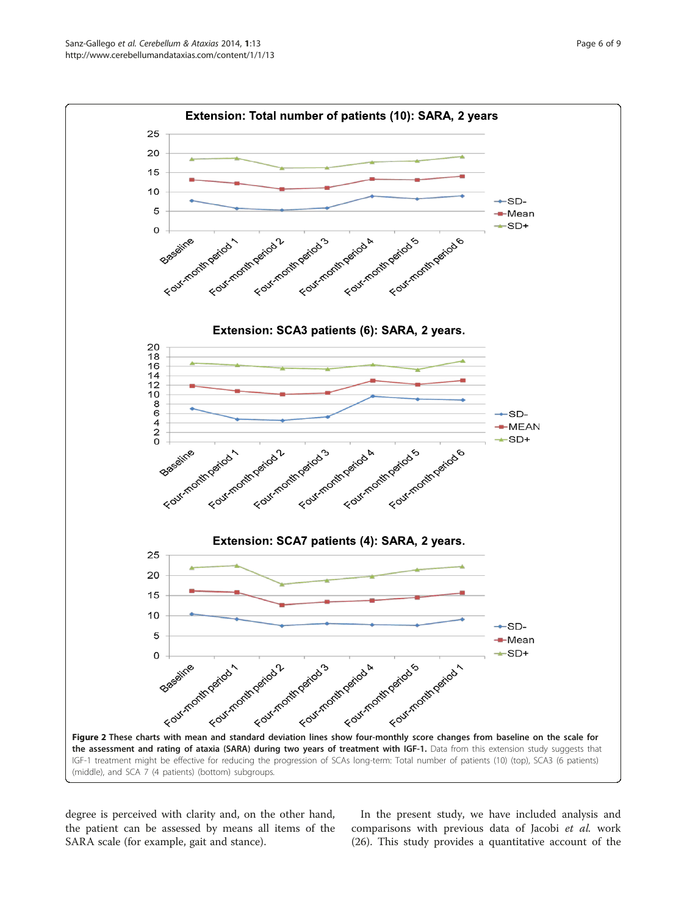Figure 2 These charts with mean and standard deviation lines show four-monthly score changes from baseline on the scale for the assessment and rating of ataxia (SARA) during two years of treatment with IGF-1. Data from this extension study suggests that IGF-1 treatment might be effective for reducing the progression of SCAs long-term: Total number of patients (10) (top), SCA3 (6 patients) (middle), and SCA 7 (4 patients) (bottom) subgroups.

degree is perceived with clarity and, on the other hand, the patient can be assessed by means all items of the SARA scale (for example, gait and stance).

In the present study, we have included analysis and comparisons with previous data of Jacobi *et al.* work (26). This study provides a quantitative account of the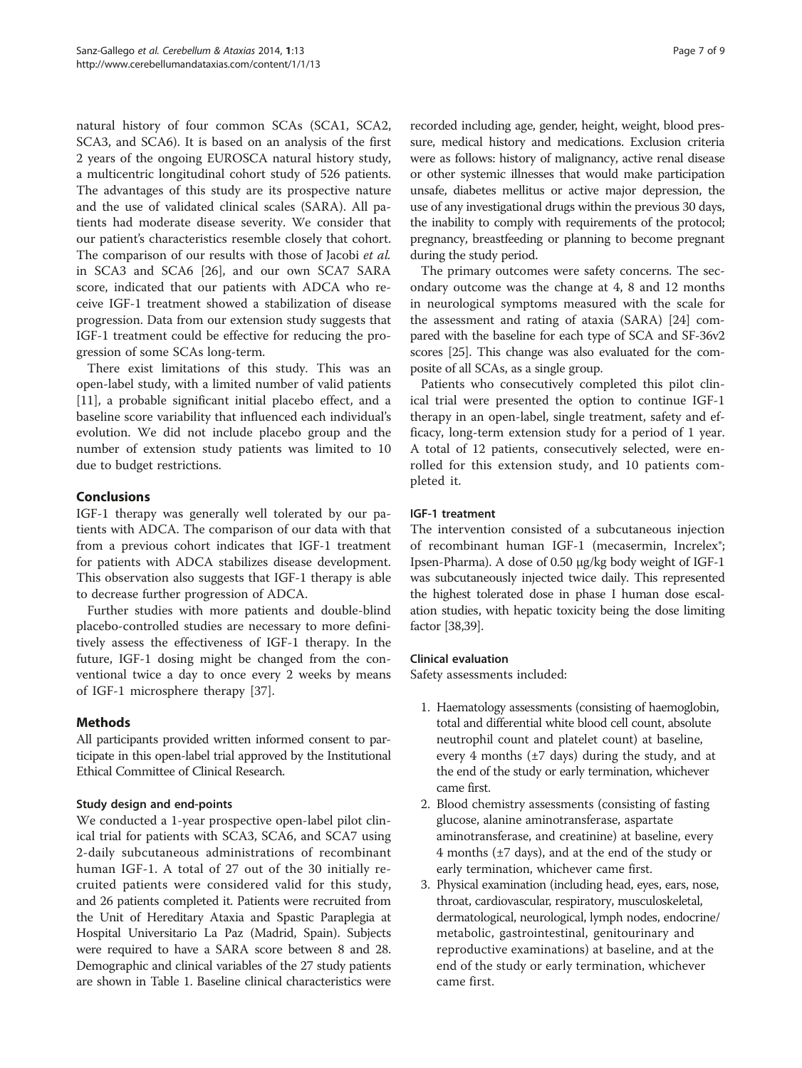natural history of four common SCAs (SCA1, SCA2, SCA3, and SCA6). It is based on an analysis of the first 2 years of the ongoing EUROSCA natural history study, a multicentric longitudinal cohort study of 526 patients. The advantages of this study are its prospective nature and the use of validated clinical scales (SARA). All patients had moderate disease severity. We consider that our patient's characteristics resemble closely that cohort. The comparison of our results with those of Jacobi *et al.* in SCA3 and SCA6 [26], and our own SCA7 SARA score, indicated that our patients with ADCA who receive IGF-1 treatment showed a stabilization of disease progression. Data from our extension study suggests that IGF-1 treatment could be effective for reducing the progression of some SCAs long-term.

There exist limitations of this study. This was an open-label study, with a limited number of valid patients [11], a probable significant initial placebo effect, and a baseline score variability that influenced each individual's evolution. We did not include placebo group and the number of extension study patients was limited to 10 due to budget restrictions.

## Conclusions

IGF-1 therapy was generally well tolerated by our patients with ADCA. The comparison of our data with that from a previous cohort indicates that IGF-1 treatment for patients with ADCA stabilizes disease development. This observation also suggests that IGF-1 therapy is able to decrease further progression of ADCA.

Further studies with more patients and double-blind placebo-controlled studies are necessary to more definitively assess the effectiveness of IGF-1 therapy. In the future, IGF-1 dosing might be changed from the conventional twice a day to once every 2 weeks by means of IGF-1 microsphere therapy [37].

## Methods

All participants provided written informed consent to participate in this open-label trial approved by the Institutional Ethical Committee of Clinical Research.

### Study design and end-points

We conducted a 1-year prospective open-label pilot clinical trial for patients with SCA3, SCA6, and SCA7 using 2-daily subcutaneous administrations of recombinant human IGF-1. A total of 27 out of the 30 initially recruited patients were considered valid for this study, and 26 patients completed it. Patients were recruited from the Unit of Hereditary Ataxia and Spastic Paraplegia at Hospital Universitario La Paz (Madrid, Spain). Subjects were required to have a SARA score between 8 and 28. Demographic and clinical variables of the 27 study patients are shown in Table 1. Baseline clinical characteristics were recorded including age, gender, height, weight, blood pressure, medical history and medications. Exclusion criteria were as follows: history of malignancy, active renal disease or other systemic illnesses that would make participation unsafe, diabetes mellitus or active major depression, the use of any investigational drugs within the previous 30 days, the inability to comply with requirements of the protocol; pregnancy, breastfeeding or planning to become pregnant during the study period.

The primary outcomes were safety concerns. The secondary outcome was the change at 4, 8 and 12 months in neurological symptoms measured with the scale for the assessment and rating of ataxia (SARA) [24] compared with the baseline for each type of SCA and SF-36v2 scores [25]. This change was also evaluated for the composite of all SCAs, as a single group.

Patients who consecutively completed this pilot clinical trial were presented the option to continue IGF-1 therapy in an open-label, single treatment, safety and efficacy, long-term extension study for a period of 1 year. A total of 12 patients, consecutively selected, were enrolled for this extension study, and 10 patients completed it.

### IGF-1 treatment

The intervention consisted of a subcutaneous injection of recombinant human IGF-1 (mecasermin, Increlex®; Ipsen-Pharma). A dose of 0.50 μg/kg body weight of IGF-1 was subcutaneously injected twice daily. This represented the highest tolerated dose in phase I human dose escalation studies, with hepatic toxicity being the dose limiting factor [38,39].

### Clinical evaluation

Safety assessments included:

1. Haematology assessments (consisting of haemoglobin, total and differential white blood cell count, absolute neutrophil count and platelet count) at baseline, every 4 months (±7 days) during the study, and at the end of the study or early termination, whichever came first.
2. Blood chemistry assessments (consisting of fasting glucose, alanine aminotransferase, aspartate aminotransferase, and creatinine) at baseline, every 4 months (±7 days), and at the end of the study or early termination, whichever came first.
3. Physical examination (including head, eyes, ears, nose, throat, cardiovascular, respiratory, musculoskeletal, dermatological, neurological, lymph nodes, endocrine/metabolic, gastrointestinal, genitourinary and reproductive examinations) at baseline, and at the end of the study or early termination, whichever came first.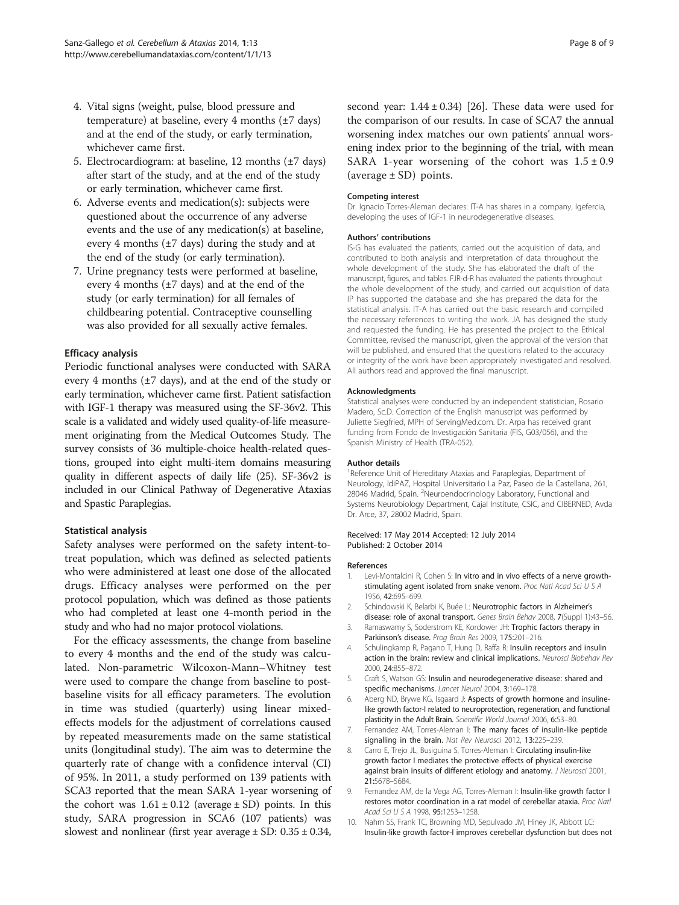4. Vital signs (weight, pulse, blood pressure and temperature) at baseline, every 4 months (±7 days) and at the end of the study, or early termination, whichever came first.
5. Electrocardiogram: at baseline, 12 months (±7 days) after start of the study, and at the end of the study or early termination, whichever came first.
6. Adverse events and medication(s): subjects were questioned about the occurrence of any adverse events and the use of any medication(s) at baseline, every 4 months (±7 days) during the study and at the end of the study (or early termination).
7. Urine pregnancy tests were performed at baseline, every 4 months (±7 days) and at the end of the study (or early termination) for all females of childbearing potential. Contraceptive counselling was also provided for all sexually active females.

### Efficacy analysis

Periodic functional analyses were conducted with SARA every 4 months (±7 days), and at the end of the study or early termination, whichever came first. Patient satisfaction with IGF-1 therapy was measured using the SF-36v2. This scale is a validated and widely used quality-of-life measurement originating from the Medical Outcomes Study. The survey consists of 36 multiple-choice health-related questions, grouped into eight multi-item domains measuring quality in different aspects of daily life (25). SF-36v2 is included in our Clinical Pathway of Degenerative Ataxias and Spastic Paraplegias.

### Statistical analysis

Safety analyses were performed on the safety intent-to-treat population, which was defined as selected patients who were administered at least one dose of the allocated drugs. Efficacy analyses were performed on the per protocol population, which was defined as those patients who had completed at least one 4-month period in the study and who had no major protocol violations.

For the efficacy assessments, the change from baseline to every 4 months and the end of the study was calculated. Non-parametric Wilcoxon-Mann–Whitney test were used to compare the change from baseline to post-baseline visits for all efficacy parameters. The evolution in time was studied (quarterly) using linear mixed-effects models for the adjustment of correlations caused by repeated measurements made on the same statistical units (longitudinal study). The aim was to determine the quarterly rate of change with a confidence interval (CI) of 95%. In 2011, a study performed on 139 patients with SCA3 reported that the mean SARA 1-year worsening of the cohort was $1.61 \pm 0.12$ (average ± SD) points. In this study, SARA progression in SCA6 (107 patients) was slowest and nonlinear (first year average ± SD: $0.35 \pm 0.34$, second year: $1.44 \pm 0.34$) [26]. These data were used for the comparison of our results. In case of SCA7 the annual worsening index matches our own patients' annual worsening index prior to the beginning of the trial, with mean SARA 1-year worsening of the cohort was $1.5 \pm 0.9$ (average ± SD) points.

#### Competing interest

Dr. Ignacio Torres-Aleman declares: IT-A has shares in a company, Igefercia, developing the uses of IGF-1 in neurodegenerative diseases.

#### Authors' contributions

IS-G has evaluated the patients, carried out the acquisition of data, and contributed to both analysis and interpretation of data throughout the whole development of the study. She has elaborated the draft of the manuscript, figures, and tables. FJR-d-R has evaluated the patients throughout the whole development of the study, and carried out acquisition of data. IP has supported the database and she has prepared the data for the statistical analysis. IT-A has carried out the basic research and compiled the necessary references to writing the work. JA has designed the study and requested the funding. He has presented the project to the Ethical Committee, revised the manuscript, given the approval of the version that will be published, and ensured that the questions related to the accuracy or integrity of the work have been appropriately investigated and resolved. All authors read and approved the final manuscript.

#### Acknowledgments

Statistical analyses were conducted by an independent statistician, Rosario Madero, Sc.D. Correction of the English manuscript was performed by Juliette Siegfried, MPH of ServingMed.com. Dr. Arpa has received grant funding from Fondo de Investigación Sanitaria (FIS, G03/056), and the Spanish Ministry of Health (TRA-052).

#### Author details

[1]Reference Unit of Hereditary Ataxias and Paraplegias, Department of Neurology, IdiPAZ, Hospital Universitario La Paz, Paseo de la Castellana, 261, 28046 Madrid, Spain. [2]Neuroendocrinology Laboratory, Functional and Systems Neurobiology Department, Cajal Institute, CSIC, and CIBERNED, Avda Dr. Arce, 37, 28002 Madrid, Spain.

Received: 17 May 2014 Accepted: 12 July 2014
Published: 2 October 2014

#### References

1. Levi-Montalcini R, Cohen S: **In vitro and in vivo effects of a nerve growth-stimulating agent isolated from snake venom.** *Proc Natl Acad Sci U S A* 1956, **42:**695–699.
2. Schindowski K, Belarbi K, Buée L: **Neurotrophic factors in Alzheimer's disease: role of axonal transport.** *Genes Brain Behav* 2008, **7**(Suppl 1):43–56.
3. Ramaswamy S, Soderstrom KE, Kordower JH: **Trophic factors therapy in Parkinson's disease.** *Prog Brain Res* 2009, **175:**201–216.
4. Schulingkamp R, Pagano T, Hung D, Raffa R: **Insulin receptors and insulin action in the brain: review and clinical implications.** *Neurosci Biobehav Rev* 2000, **24:**855–872.
5. Craft S, Watson GS: **Insulin and neurodegenerative disease: shared and specific mechanisms.** *Lancet Neurol* 2004, **3:**169–178.
6. Aberg ND, Brywe KG, Isgaard J: **Aspects of growth hormone and insuline-like growth factor-I related to neuroprotection, regeneration, and functional plasticity in the Adult Brain.** *Scientific World Journal* 2006, **6:**53–80.
7. Fernandez AM, Torres-Aleman I: **The many faces of insulin-like peptide signalling in the brain.** *Nat Rev Neurosci* 2012, **13:**225–239.
8. Carro E, Trejo JL, Busiguina S, Torres-Aleman I: **Circulating insulin-like growth factor I mediates the protective effects of physical exercise against brain insults of different etiology and anatomy.** *J Neurosci* 2001, **21:**5678–5684.
9. Fernandez AM, de la Vega AG, Torres-Aleman I: **Insulin-like growth factor I restores motor coordination in a rat model of cerebellar ataxia.** *Proc Natl Acad Sci U S A* 1998, **95:**1253–1258.
10. Nahm SS, Frank TC, Browning MD, Sepulvado JM, Hiney JK, Abbott LC: **Insulin-like growth factor-I improves cerebellar dysfunction but does not**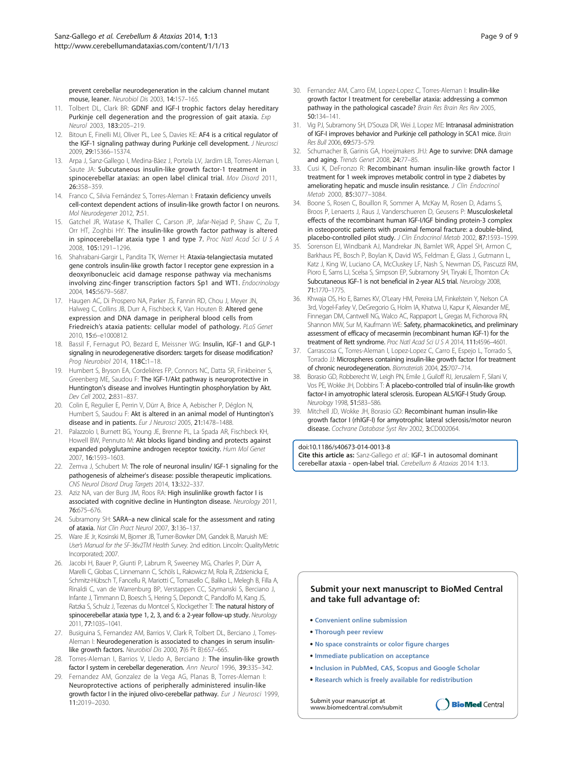prevent cerebellar neurodegeneration in the calcium channel mutant mouse, leaner. *Neurobiol Dis* 2003, 14:157–165.

11. Tolbert DL, Clark BR: **GDNF and IGF-I trophic factors delay hereditary Purkinje cell degeneration and the progression of gait ataxia.** *Exp Neurol* 2003, 183:205–219.
12. Bitoun E, Finelli MJ, Oliver PL, Lee S, Davies KE: **AF4 is a critical regulator of the IGF-1 signaling pathway during Purkinje cell development.** *J Neurosci* 2009, 29:15366–15374.
13. Arpa J, Sanz-Gallego I, Medina-Báez J, Portela LV, Jardim LB, Torres-Aleman I, Saute JA: **Subcutaneous insulin-like growth factor-1 treatment in spinocerebellar ataxias: an open label clinical trial.** *Mov Disord* 2011, 26:358–359.
14. Franco C, Silvia Fernández S, Torres-Aleman I: **Frataxin deficiency unveils cell-context dependent actions of insulin-like growth factor I on neurons.** *Mol Neurodegener* 2012, 7:51.
15. Gatchel JR, Watase K, Thaller C, Carson JP, Jafar-Nejad P, Shaw C, Zu T, Orr HT, Zoghbi HY: **The insulin-like growth factor pathway is altered in spinocerebellar ataxia type 1 and type 7.** *Proc Natl Acad Sci U S A* 2008, 105:1291–1296.
16. Shahrabani-Gargir L, Pandita TK, Werner H: **Ataxia-telangiectasia mutated gene controls insulin-like growth factor I receptor gene expression in a deoxyribonucleic acid damage response pathway via mechanisms involving zinc-finger transcription factors Sp1 and WT1.** *Endocrinology* 2004, 145:5679–5687.
17. Haugen AC, Di Prospero NA, Parker JS, Fannin RD, Chou J, Meyer JN, Halweg C, Collins JB, Durr A, Fischbeck K, Van Houten B: **Altered gene expression and DNA damage in peripheral blood cells from Friedreich's ataxia patients: cellular model of pathology.** *PLoS Genet* 2010, 15:6–e1000812.
18. Bassil F, Fernagut PO, Bezard E, Meissner WG: **Insulin, IGF-1 and GLP-1 signaling in neurodegenerative disorders: targets for disease modification?** *Prog Neurobiol* 2014, 118C:1–18.
19. Humbert S, Bryson EA, Cordelières FP, Connors NC, Datta SR, Finkbeiner S, Greenberg ME, Saudou F: **The IGF-1/Akt pathway is neuroprotective in Huntington's disease and involves Huntingtin phosphorylation by Akt.** *Dev Cell* 2002, 2:831–837.
20. Colin E, Regulier E, Perrin V, Dürr A, Brice A, Aebischer P, Déglon N, Humbert S, Saudou F: **Akt is altered in an animal model of Huntington's disease and in patients.** *Eur J Neurosci* 2005, 21:1478–1488.
21. Palazzolo I, Burnett BG, Young JE, Brenne PL, La Spada AR, Fischbeck KH, Howell BW, Pennuto M: **Akt blocks ligand binding and protects against expanded polyglutamine androgen receptor toxicity.** *Hum Mol Genet* 2007, 16:1593–1603.
22. Zemva J, Schubert M: **The role of neuronal insulin/ IGF-1 signaling for the pathogenesis of alzheimer's disease: possible therapeutic implications.** *CNS Neurol Disord Drug Targets* 2014, 13:322–337.
23. Aziz NA, van der Burg JM, Roos RA: **High insulinlike growth factor I is associated with cognitive decline in Huntington disease.** *Neurology* 2011, 76:675–676.
24. Subramony SH: **SARA–a new clinical scale for the assessment and rating of ataxia.** *Nat Clin Pract Neurol* 2007, 3:136–137.
25. Ware JE Jr, Kosinski M, Bjorner JB, Turner-Bowker DM, Gandek B, Maruish ME: *User's Manual for the SF-36v2TM Health Survey.* 2nd edition. Lincoln: QualityMetric Incorporated; 2007.
26. Jacobi H, Bauer P, Giunti P, Labrum R, Sweeney MG, Charles P, Dürr A, Marelli C, Globas C, Linnemann C, Schöls L, Rakowicz M, Rola R, Zdzienicka E, Schmitz-Hübsch T, Fancellu R, Mariotti C, Tomasello C, Baliko L, Melegh B, Filla A, Rinaldi C, van de Warrenburg BP, Verstappen CC, Szymanski S, Berciano J, Infante J, Timmann D, Boesch S, Hering S, Depondt C, Pandolfo M, Kang JS, Ratzka S, Schulz J, Tezenas du Montcel S, Klockgether T: **The natural history of spinocerebellar ataxia type 1, 2, 3, and 6: a 2-year follow-up study.** *Neurology* 2011, 77:1035–1041.
27. Busiguina S, Fernandez AM, Barrios V, Clark R, Tolbert DL, Berciano J, Torres-Aleman I: **Neurodegeneration is associated to changes in serum insulin-like growth factors.** *Neurobiol Dis* 2000, 7(6 Pt B):657–665.
28. Torres-Aleman I, Barrios V, Lledo A, Berciano J: **The insulin-like growth factor I system in cerebellar degeneration.** *Ann Neurol* 1996, 39:335–342.
29. Fernandez AM, Gonzalez de la Vega AG, Planas B, Torres-Aleman I: **Neuroprotective actions of peripherally administered insulin-like growth factor I in the injured olivo-cerebellar pathway.** *Eur J Neurosci* 1999, 11:2019–2030.
30. Fernandez AM, Carro EM, Lopez-Lopez C, Torres-Aleman I: **Insulin-like growth factor I treatment for cerebellar ataxia: addressing a common pathway in the pathological cascade?** *Brain Res Brain Res Rev* 2005, 50:134–141.
31. Vig PJ, Subramony SH, D'Souza DR, Wei J, Lopez ME: **Intranasal administration of IGF-I improves behavior and Purkinje cell pathology in SCA1 mice.** *Brain Res Bull* 2006, 69:573–579.
32. Schumacher B, Garinis GA, Hoeijmakers JHJ: **Age to survive: DNA damage and aging.** *Trends Genet* 2008, 24:77–85.
33. Cusi K, DeFronzo R: **Recombinant human insulin-like growth factor I treatment for 1 week improves metabolic control in type 2 diabetes by ameliorating hepatic and muscle insulin resistance.** *J Clin Endocrinol Metab* 2000, 85:3077–3084.
34. Boone S, Rosen C, Bouillon R, Sommer A, McKay M, Rosen D, Adams S, Broos P, Lenaerts J, Raus J, Vanderschueren D, Geusens P: **Musculoskeletal effects of the recombinant human IGF-I/IGF binding protein-3 complex in osteoporotic patients with proximal femoral fracture: a double-blind, placebo-controlled pilot study.** *J Clin Endocrinol Metab* 2002, 87:1593–1599.
35. Sorenson EJ, Windbank AJ, Mandrekar JN, Bamlet WR, Appel SH, Armon C, Barkhaus PE, Bosch P, Boylan K, David WS, Feldman E, Glass J, Gutmann L, Katz J, King W, Luciano CA, McCluskey LF, Nash S, Newman DS, Pascuzzi RM, Pioro E, Sams LJ, Scelsa S, Simpson EP, Subramony SH, Tiryaki E, Thornton CA: **Subcutaneous IGF-1 is not beneficial in 2-year ALS trial.** *Neurology* 2008, 71:1770–1775.
36. Khwaja OS, Ho E, Barnes KV, O'Leary HM, Pereira LM, Finkelstein Y, Nelson CA 3rd, Vogel-Farley V, DeGregorio G, Holm IA, Khatwa U, Kapur K, Alexander ME, Finnegan DM, Cantwell NG, Walco AC, Rappaport L, Gregas M, Fichorova RN, Shannon MW, Sur M, Kaufmann WE: **Safety, pharmacokinetics, and preliminary assessment of efficacy of mecasermin (recombinant human IGF-1) for the treatment of Rett syndrome.** *Proc Natl Acad Sci U S A* 2014, 111:4596–4601.
37. Carrascosa C, Torres-Aleman I, Lopez-Lopez C, Carro E, Espejo L, Torrado S, Torrado JJ: **Microspheres containing insulin-like growth factor I for treatment of chronic neurodegeneration.** *Biomaterials* 2004, 25:707–714.
38. Borasio GD, Robberecht W, Leigh PN, Emile J, Guiloff RJ, Jerusalem F, Silani V, Vos PE, Wokke JH, Dobbins T: **A placebo-controlled trial of insulin-like growth factor-I in amyotrophic lateral sclerosis. European ALS/IGF-I Study Group.** *Neurology* 1998, 51:583–586.
39. Mitchell JD, Wokke JH, Borasio GD: **Recombinant human insulin-like growth factor I (rhIGF-I) for amyotrophic lateral sclerosis/motor neuron disease.** *Cochrane Database Syst Rev* 2002, 3:CD002064.

doi:10.1186/s40673-014-0013-8
**Cite this article as:** Sanz-Gallego et al.: IGF-1 in autosomal dominant cerebellar ataxia - open-label trial. *Cerebellum & Ataxias* 2014 1:13.

**Submit your next manuscript to BioMed Central and take full advantage of:**

- **Convenient online submission**
- **Thorough peer review**
- **No space constraints or color figure charges**
- **Immediate publication on acceptance**
- **Inclusion in PubMed, CAS, Scopus and Google Scholar**
- **Research which is freely available for redistribution**

Submit your manuscript at
www.biomedcentral.com/submit

BioMed Central